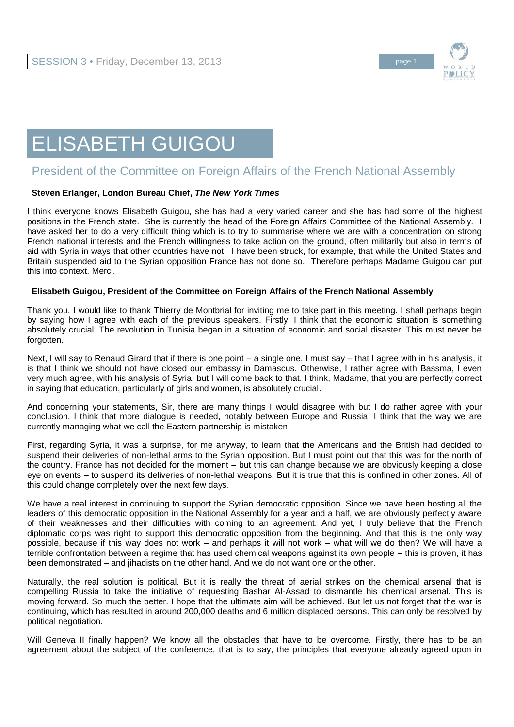# ELISABETH GUIGOU

## President of the Committee on Foreign Affairs of the French National Assembly

**Steven Erlanger, London Bureau Chief, *The New York Times***

I think everyone knows Elisabeth Guigou, she has had a very varied career and she has had some of the highest positions in the French state. She is currently the head of the Foreign Affairs Committee of the National Assembly. I have asked her to do a very difficult thing which is to try to summarise where we are with a concentration on strong French national interests and the French willingness to take action on the ground, often militarily but also in terms of aid with Syria in ways that other countries have not. I have been struck, for example, that while the United States and Britain suspended aid to the Syrian opposition France has not done so. Therefore perhaps Madame Guigou can put this into context. Merci.

**Elisabeth Guigou, President of the Committee on Foreign Affairs of the French National Assembly**

Thank you. I would like to thank Thierry de Montbrial for inviting me to take part in this meeting. I shall perhaps begin by saying how I agree with each of the previous speakers. Firstly, I think that the economic situation is something absolutely crucial. The revolution in Tunisia began in a situation of economic and social disaster. This must never be forgotten.

Next, I will say to Renaud Girard that if there is one point – a single one, I must say – that I agree with in his analysis, it is that I think we should not have closed our embassy in Damascus. Otherwise, I rather agree with Bassma, I even very much agree, with his analysis of Syria, but I will come back to that. I think, Madame, that you are perfectly correct in saying that education, particularly of girls and women, is absolutely crucial.

And concerning your statements, Sir, there are many things I would disagree with but I do rather agree with your conclusion. I think that more dialogue is needed, notably between Europe and Russia. I think that the way we are currently managing what we call the Eastern partnership is mistaken.

First, regarding Syria, it was a surprise, for me anyway, to learn that the Americans and the British had decided to suspend their deliveries of non-lethal arms to the Syrian opposition. But I must point out that this was for the north of the country. France has not decided for the moment – but this can change because we are obviously keeping a close eye on events – to suspend its deliveries of non-lethal weapons. But it is true that this is confined in other zones. All of this could change completely over the next few days.

We have a real interest in continuing to support the Syrian democratic opposition. Since we have been hosting all the leaders of this democratic opposition in the National Assembly for a year and a half, we are obviously perfectly aware of their weaknesses and their difficulties with coming to an agreement. And yet, I truly believe that the French diplomatic corps was right to support this democratic opposition from the beginning. And that this is the only way possible, because if this way does not work – and perhaps it will not work – what will we do then? We will have a terrible confrontation between a regime that has used chemical weapons against its own people – this is proven, it has been demonstrated – and jihadists on the other hand. And we do not want one or the other.

Naturally, the real solution is political. But it is really the threat of aerial strikes on the chemical arsenal that is compelling Russia to take the initiative of requesting Bashar Al-Assad to dismantle his chemical arsenal. This is moving forward. So much the better. I hope that the ultimate aim will be achieved. But let us not forget that the war is continuing, which has resulted in around 200,000 deaths and 6 million displaced persons. This can only be resolved by political negotiation.

Will Geneva II finally happen? We know all the obstacles that have to be overcome. Firstly, there has to be an agreement about the subject of the conference, that is to say, the principles that everyone already agreed upon in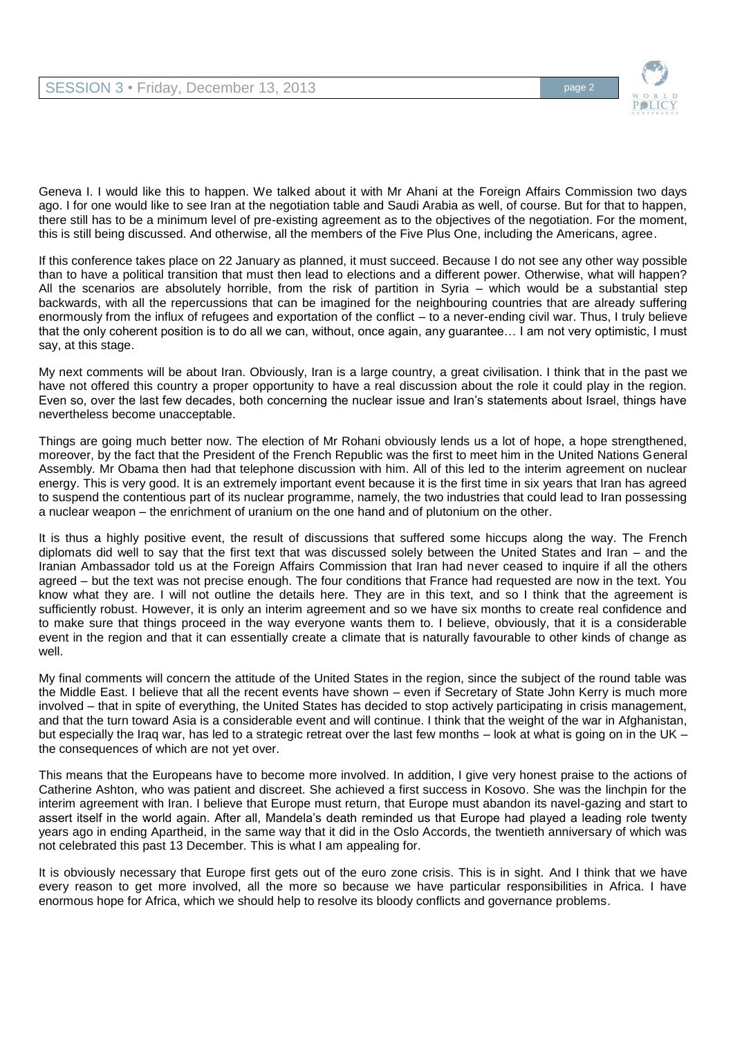Geneva I. I would like this to happen. We talked about it with Mr Ahani at the Foreign Affairs Commission two days ago. I for one would like to see Iran at the negotiation table and Saudi Arabia as well, of course. But for that to happen, there still has to be a minimum level of pre-existing agreement as to the objectives of the negotiation. For the moment, this is still being discussed. And otherwise, all the members of the Five Plus One, including the Americans, agree.

If this conference takes place on 22 January as planned, it must succeed. Because I do not see any other way possible than to have a political transition that must then lead to elections and a different power. Otherwise, what will happen? All the scenarios are absolutely horrible, from the risk of partition in Syria – which would be a substantial step backwards, with all the repercussions that can be imagined for the neighbouring countries that are already suffering enormously from the influx of refugees and exportation of the conflict – to a never-ending civil war. Thus, I truly believe that the only coherent position is to do all we can, without, once again, any guarantee… I am not very optimistic, I must say, at this stage.

My next comments will be about Iran. Obviously, Iran is a large country, a great civilisation. I think that in the past we have not offered this country a proper opportunity to have a real discussion about the role it could play in the region. Even so, over the last few decades, both concerning the nuclear issue and Iran's statements about Israel, things have nevertheless become unacceptable.

Things are going much better now. The election of Mr Rohani obviously lends us a lot of hope, a hope strengthened, moreover, by the fact that the President of the French Republic was the first to meet him in the United Nations General Assembly. Mr Obama then had that telephone discussion with him. All of this led to the interim agreement on nuclear energy. This is very good. It is an extremely important event because it is the first time in six years that Iran has agreed to suspend the contentious part of its nuclear programme, namely, the two industries that could lead to Iran possessing a nuclear weapon – the enrichment of uranium on the one hand and of plutonium on the other.

It is thus a highly positive event, the result of discussions that suffered some hiccups along the way. The French diplomats did well to say that the first text that was discussed solely between the United States and Iran – and the Iranian Ambassador told us at the Foreign Affairs Commission that Iran had never ceased to inquire if all the others agreed – but the text was not precise enough. The four conditions that France had requested are now in the text. You know what they are. I will not outline the details here. They are in this text, and so I think that the agreement is sufficiently robust. However, it is only an interim agreement and so we have six months to create real confidence and to make sure that things proceed in the way everyone wants them to. I believe, obviously, that it is a considerable event in the region and that it can essentially create a climate that is naturally favourable to other kinds of change as well.

My final comments will concern the attitude of the United States in the region, since the subject of the round table was the Middle East. I believe that all the recent events have shown – even if Secretary of State John Kerry is much more involved – that in spite of everything, the United States has decided to stop actively participating in crisis management, and that the turn toward Asia is a considerable event and will continue. I think that the weight of the war in Afghanistan, but especially the Iraq war, has led to a strategic retreat over the last few months – look at what is going on in the UK – the consequences of which are not yet over.

This means that the Europeans have to become more involved. In addition, I give very honest praise to the actions of Catherine Ashton, who was patient and discreet. She achieved a first success in Kosovo. She was the linchpin for the interim agreement with Iran. I believe that Europe must return, that Europe must abandon its navel-gazing and start to assert itself in the world again. After all, Mandela's death reminded us that Europe had played a leading role twenty years ago in ending Apartheid, in the same way that it did in the Oslo Accords, the twentieth anniversary of which was not celebrated this past 13 December. This is what I am appealing for.

It is obviously necessary that Europe first gets out of the euro zone crisis. This is in sight. And I think that we have every reason to get more involved, all the more so because we have particular responsibilities in Africa. I have enormous hope for Africa, which we should help to resolve its bloody conflicts and governance problems.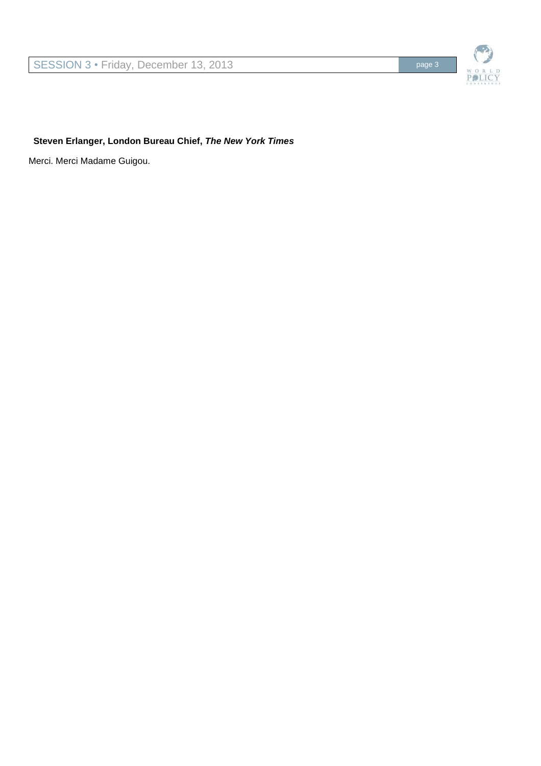**Steven Erlanger, London Bureau Chief, *The New York Times***

Merci. Merci Madame Guigou.